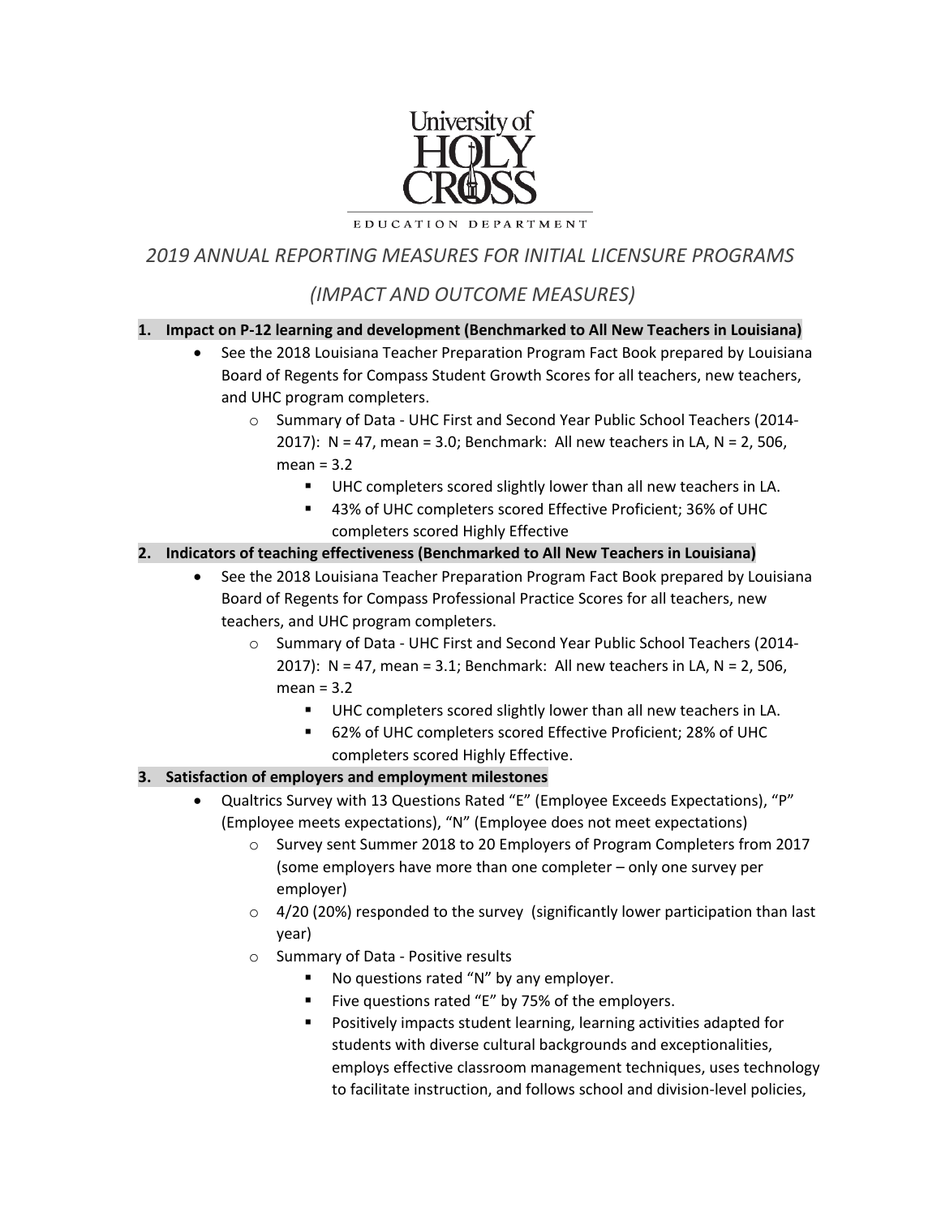University of HOLY CROSS

EDUCATION DEPARTMENT

# *2019 ANNUAL REPORTING MEASURES FOR INITIAL LICENSURE PROGRAMS*

## *(IMPACT AND OUTCOME MEASURES)*

**1. Impact on P-12 learning and development (Benchmarked to All New Teachers in Louisiana)**

- See the 2018 Louisiana Teacher Preparation Program Fact Book prepared by Louisiana Board of Regents for Compass Student Growth Scores for all teachers, new teachers, and UHC program completers.
  - Summary of Data - UHC First and Second Year Public School Teachers (2014-2017): N = 47, mean = 3.0; Benchmark: All new teachers in LA, N = 2, 506, mean = 3.2
    - UHC completers scored slightly lower than all new teachers in LA.
    - 43% of UHC completers scored Effective Proficient; 36% of UHC completers scored Highly Effective

**2. Indicators of teaching effectiveness (Benchmarked to All New Teachers in Louisiana)**

- See the 2018 Louisiana Teacher Preparation Program Fact Book prepared by Louisiana Board of Regents for Compass Professional Practice Scores for all teachers, new teachers, and UHC program completers.
  - Summary of Data - UHC First and Second Year Public School Teachers (2014-2017): N = 47, mean = 3.1; Benchmark: All new teachers in LA, N = 2, 506, mean = 3.2
    - UHC completers scored slightly lower than all new teachers in LA.
    - 62% of UHC completers scored Effective Proficient; 28% of UHC completers scored Highly Effective.

**3. Satisfaction of employers and employment milestones**

- Qualtrics Survey with 13 Questions Rated "E" (Employee Exceeds Expectations), "P" (Employee meets expectations), "N" (Employee does not meet expectations)
  - Survey sent Summer 2018 to 20 Employers of Program Completers from 2017 (some employers have more than one completer – only one survey per employer)
  - 4/20 (20%) responded to the survey (significantly lower participation than last year)
  - Summary of Data - Positive results
    - No questions rated "N" by any employer.
    - Five questions rated "E" by 75% of the employers.
    - Positively impacts student learning, learning activities adapted for students with diverse cultural backgrounds and exceptionalities, employs effective classroom management techniques, uses technology to facilitate instruction, and follows school and division-level policies,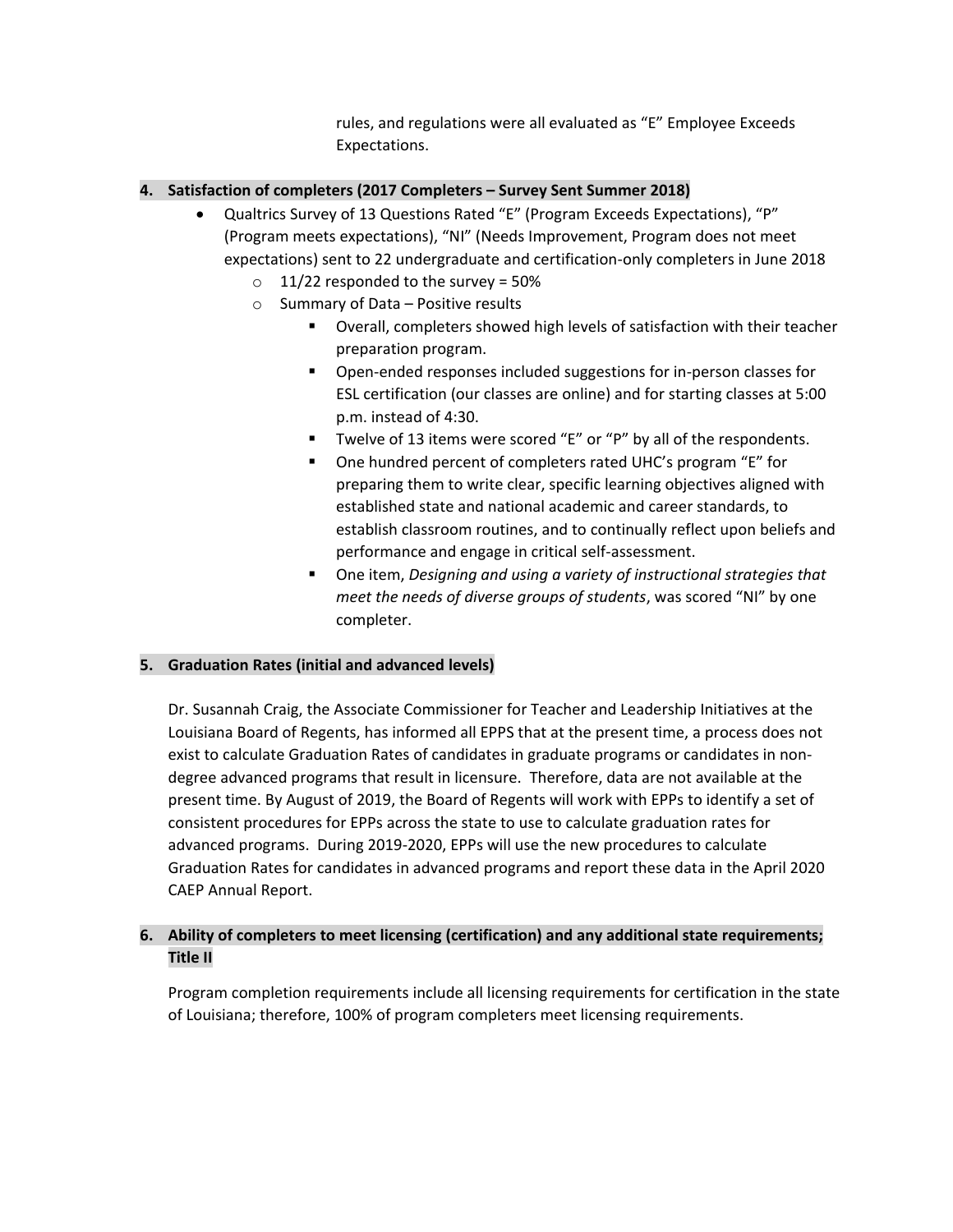rules, and regulations were all evaluated as "E" Employee Exceeds Expectations.

**4. Satisfaction of completers (2017 Completers – Survey Sent Summer 2018)**

- Qualtrics Survey of 13 Questions Rated "E" (Program Exceeds Expectations), "P" (Program meets expectations), "NI" (Needs Improvement, Program does not meet expectations) sent to 22 undergraduate and certification-only completers in June 2018
  - 11/22 responded to the survey = 50%
  - Summary of Data – Positive results
    - Overall, completers showed high levels of satisfaction with their teacher preparation program.
    - Open-ended responses included suggestions for in-person classes for ESL certification (our classes are online) and for starting classes at 5:00 p.m. instead of 4:30.
    - Twelve of 13 items were scored "E" or "P" by all of the respondents.
    - One hundred percent of completers rated UHC's program "E" for preparing them to write clear, specific learning objectives aligned with established state and national academic and career standards, to establish classroom routines, and to continually reflect upon beliefs and performance and engage in critical self-assessment.
    - One item, *Designing and using a variety of instructional strategies that meet the needs of diverse groups of students*, was scored "NI" by one completer.

**5. Graduation Rates (initial and advanced levels)**

Dr. Susannah Craig, the Associate Commissioner for Teacher and Leadership Initiatives at the Louisiana Board of Regents, has informed all EPPS that at the present time, a process does not exist to calculate Graduation Rates of candidates in graduate programs or candidates in non-degree advanced programs that result in licensure. Therefore, data are not available at the present time. By August of 2019, the Board of Regents will work with EPPs to identify a set of consistent procedures for EPPs across the state to use to calculate graduation rates for advanced programs. During 2019-2020, EPPs will use the new procedures to calculate Graduation Rates for candidates in advanced programs and report these data in the April 2020 CAEP Annual Report.

**6. Ability of completers to meet licensing (certification) and any additional state requirements; Title II**

Program completion requirements include all licensing requirements for certification in the state of Louisiana; therefore, 100% of program completers meet licensing requirements.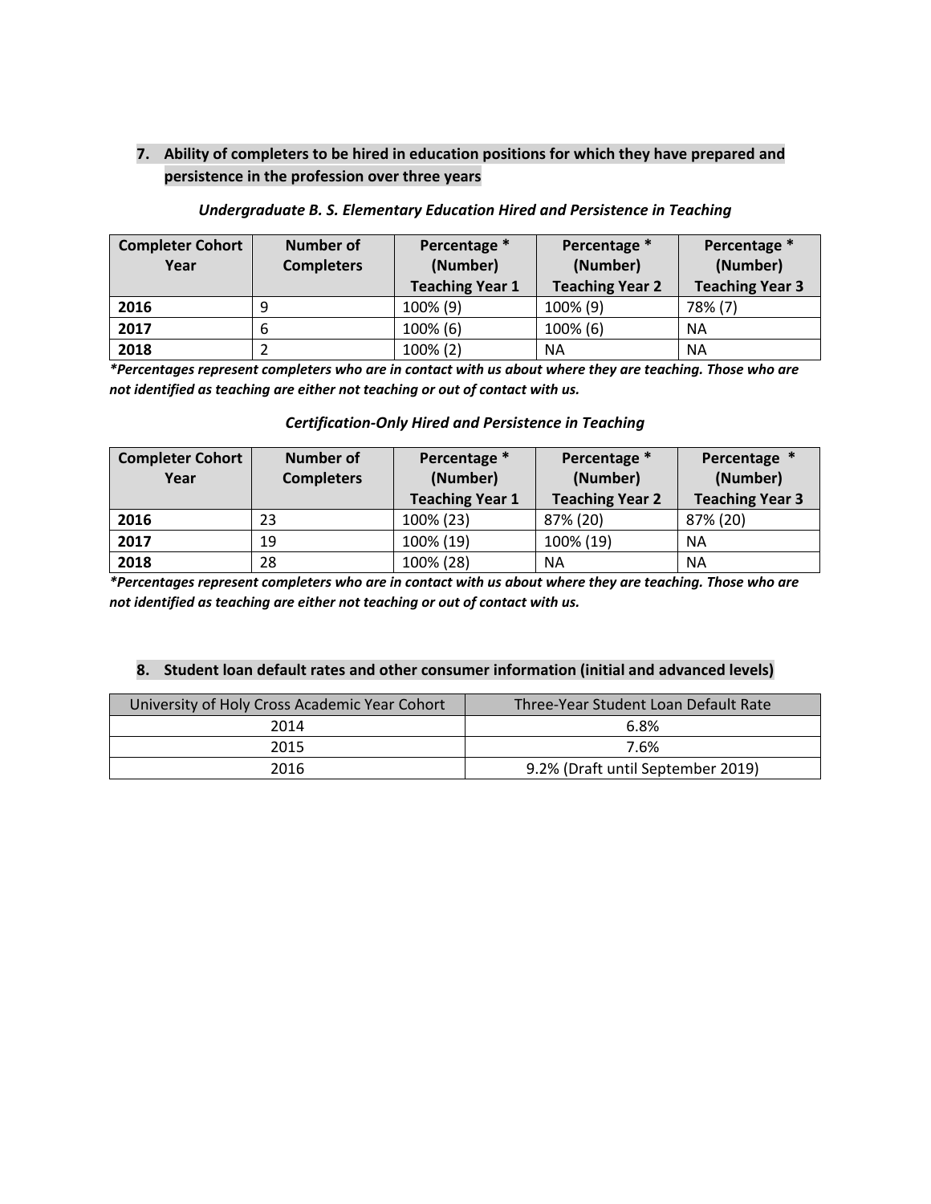## 7. Ability of completers to be hired in education positions for which they have prepared and persistence in the profession over three years

*Undergraduate B. S. Elementary Education Hired and Persistence in Teaching*

| Completer Cohort Year | Number of Completers | Percentage * (Number) Teaching Year 1 | Percentage * (Number) Teaching Year 2 | Percentage * (Number) Teaching Year 3 |
|---|---|---|---|---|
| **2016** | 9 | 100% (9) | 100% (9) | 78% (7) |
| **2017** | 6 | 100% (6) | 100% (6) | NA |
| **2018** | 2 | 100% (2) | NA | NA |

***Percentages represent completers who are in contact with us about where they are teaching. Those who are not identified as teaching are either not teaching or out of contact with us.***

*Certification-Only Hired and Persistence in Teaching*

| Completer Cohort Year | Number of Completers | Percentage * (Number) Teaching Year 1 | Percentage * (Number) Teaching Year 2 | Percentage * (Number) Teaching Year 3 |
|---|---|---|---|---|
| **2016** | 23 | 100% (23) | 87% (20) | 87% (20) |
| **2017** | 19 | 100% (19) | 100% (19) | NA |
| **2018** | 28 | 100% (28) | NA | NA |

***Percentages represent completers who are in contact with us about where they are teaching. Those who are not identified as teaching are either not teaching or out of contact with us.***

## 8. Student loan default rates and other consumer information (initial and advanced levels)

| University of Holy Cross Academic Year Cohort | Three-Year Student Loan Default Rate |
|---|---|
| 2014 | 6.8% |
| 2015 | 7.6% |
| 2016 | 9.2% (Draft until September 2019) |